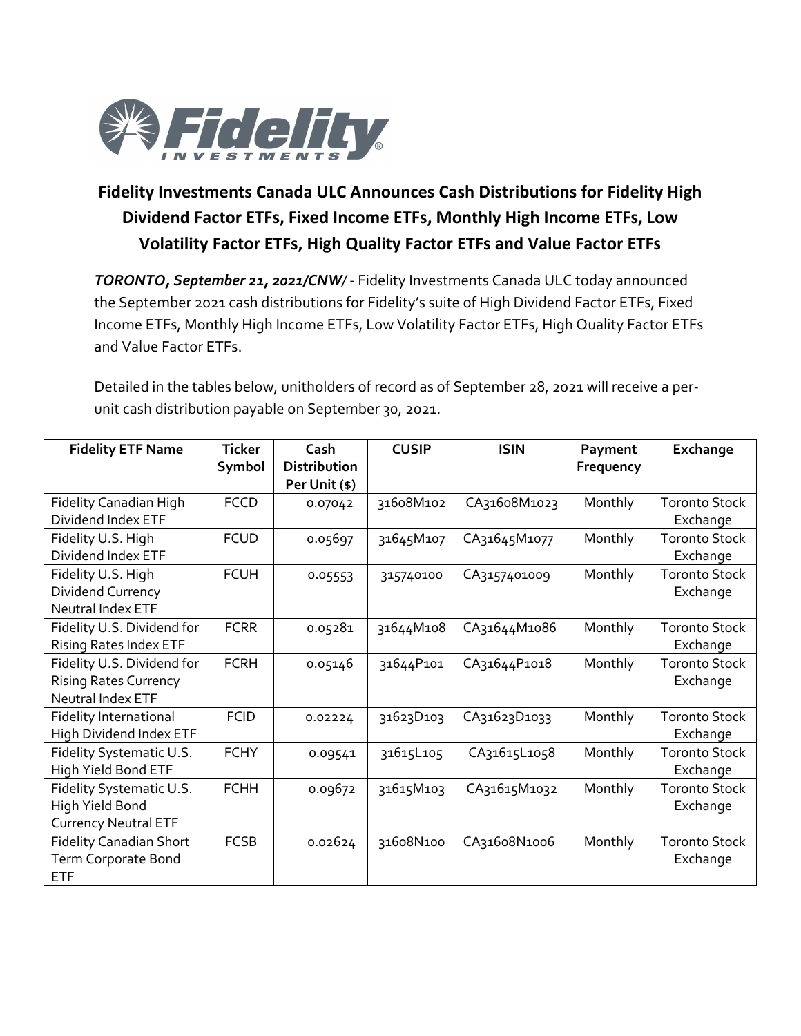# Fidelity Investments Canada ULC Announces Cash Distributions for Fidelity High Dividend Factor ETFs, Fixed Income ETFs, Monthly High Income ETFs, Low Volatility Factor ETFs, High Quality Factor ETFs and Value Factor ETFs

***TORONTO, September 21, 2021/CNW/*** - Fidelity Investments Canada ULC today announced the September 2021 cash distributions for Fidelity's suite of High Dividend Factor ETFs, Fixed Income ETFs, Monthly High Income ETFs, Low Volatility Factor ETFs, High Quality Factor ETFs and Value Factor ETFs.

Detailed in the tables below, unitholders of record as of September 28, 2021 will receive a per-unit cash distribution payable on September 30, 2021.

| Fidelity ETF Name | Ticker Symbol | Cash Distribution Per Unit ($) | CUSIP | ISIN | Payment Frequency | Exchange |
|---|---|---|---|---|---|---|
| Fidelity Canadian High Dividend Index ETF | FCCD | 0.07042 | 31608M102 | CA31608M1023 | Monthly | Toronto Stock Exchange |
| Fidelity U.S. High Dividend Index ETF | FCUD | 0.05697 | 31645M107 | CA31645M1077 | Monthly | Toronto Stock Exchange |
| Fidelity U.S. High Dividend Currency Neutral Index ETF | FCUH | 0.05553 | 315740100 | CA3157401009 | Monthly | Toronto Stock Exchange |
| Fidelity U.S. Dividend for Rising Rates Index ETF | FCRR | 0.05281 | 31644M108 | CA31644M1086 | Monthly | Toronto Stock Exchange |
| Fidelity U.S. Dividend for Rising Rates Currency Neutral Index ETF | FCRH | 0.05146 | 31644P101 | CA31644P1018 | Monthly | Toronto Stock Exchange |
| Fidelity International High Dividend Index ETF | FCID | 0.02224 | 31623D103 | CA31623D1033 | Monthly | Toronto Stock Exchange |
| Fidelity Systematic U.S. High Yield Bond ETF | FCHY | 0.09541 | 31615L105 | CA31615L1058 | Monthly | Toronto Stock Exchange |
| Fidelity Systematic U.S. High Yield Bond Currency Neutral ETF | FCHH | 0.09672 | 31615M103 | CA31615M1032 | Monthly | Toronto Stock Exchange |
| Fidelity Canadian Short Term Corporate Bond ETF | FCSB | 0.02624 | 31608N100 | CA31608N1006 | Monthly | Toronto Stock Exchange |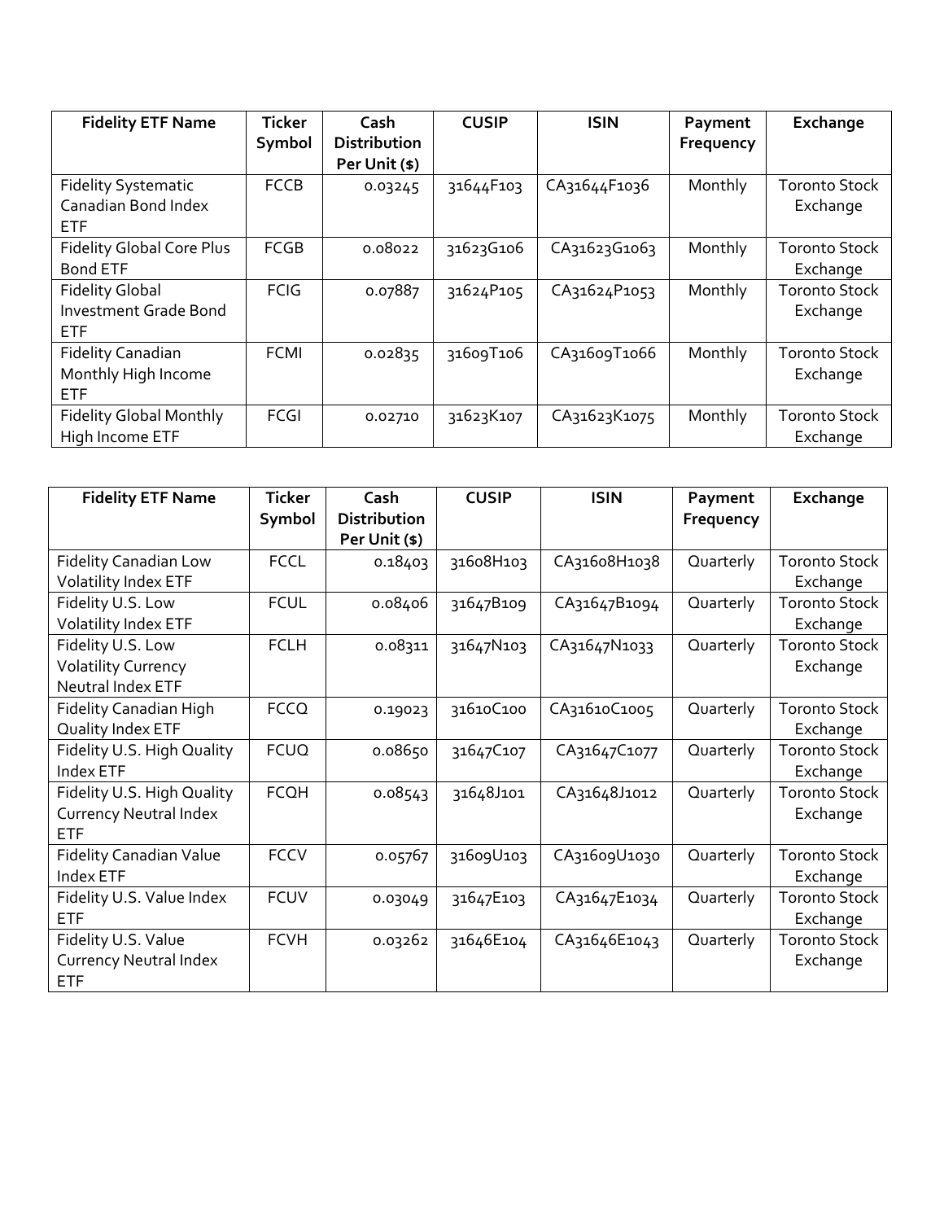| Fidelity ETF Name | Ticker Symbol | Cash Distribution Per Unit ($) | CUSIP | ISIN | Payment Frequency | Exchange |
|---|---|---|---|---|---|---|
| Fidelity Systematic Canadian Bond Index ETF | FCCB | 0.03245 | 31644F103 | CA31644F1036 | Monthly | Toronto Stock Exchange |
| Fidelity Global Core Plus Bond ETF | FCGB | 0.08022 | 31623G106 | CA31623G1063 | Monthly | Toronto Stock Exchange |
| Fidelity Global Investment Grade Bond ETF | FCIG | 0.07887 | 31624P105 | CA31624P1053 | Monthly | Toronto Stock Exchange |
| Fidelity Canadian Monthly High Income ETF | FCMI | 0.02835 | 31609T106 | CA31609T1066 | Monthly | Toronto Stock Exchange |
| Fidelity Global Monthly High Income ETF | FCGI | 0.02710 | 31623K107 | CA31623K1075 | Monthly | Toronto Stock Exchange |

| Fidelity ETF Name | Ticker Symbol | Cash Distribution Per Unit ($) | CUSIP | ISIN | Payment Frequency | Exchange |
|---|---|---|---|---|---|---|
| Fidelity Canadian Low Volatility Index ETF | FCCL | 0.18403 | 31608H103 | CA31608H1038 | Quarterly | Toronto Stock Exchange |
| Fidelity U.S. Low Volatility Index ETF | FCUL | 0.08406 | 31647B109 | CA31647B1094 | Quarterly | Toronto Stock Exchange |
| Fidelity U.S. Low Volatility Currency Neutral Index ETF | FCLH | 0.08311 | 31647N103 | CA31647N1033 | Quarterly | Toronto Stock Exchange |
| Fidelity Canadian High Quality Index ETF | FCCQ | 0.19023 | 31610C100 | CA31610C1005 | Quarterly | Toronto Stock Exchange |
| Fidelity U.S. High Quality Index ETF | FCUQ | 0.08650 | 31647C107 | CA31647C1077 | Quarterly | Toronto Stock Exchange |
| Fidelity U.S. High Quality Currency Neutral Index ETF | FCQH | 0.08543 | 31648J101 | CA31648J1012 | Quarterly | Toronto Stock Exchange |
| Fidelity Canadian Value Index ETF | FCCV | 0.05767 | 31609U103 | CA31609U1030 | Quarterly | Toronto Stock Exchange |
| Fidelity U.S. Value Index ETF | FCUV | 0.03049 | 31647E103 | CA31647E1034 | Quarterly | Toronto Stock Exchange |
| Fidelity U.S. Value Currency Neutral Index ETF | FCVH | 0.03262 | 31646E104 | CA31646E1043 | Quarterly | Toronto Stock Exchange |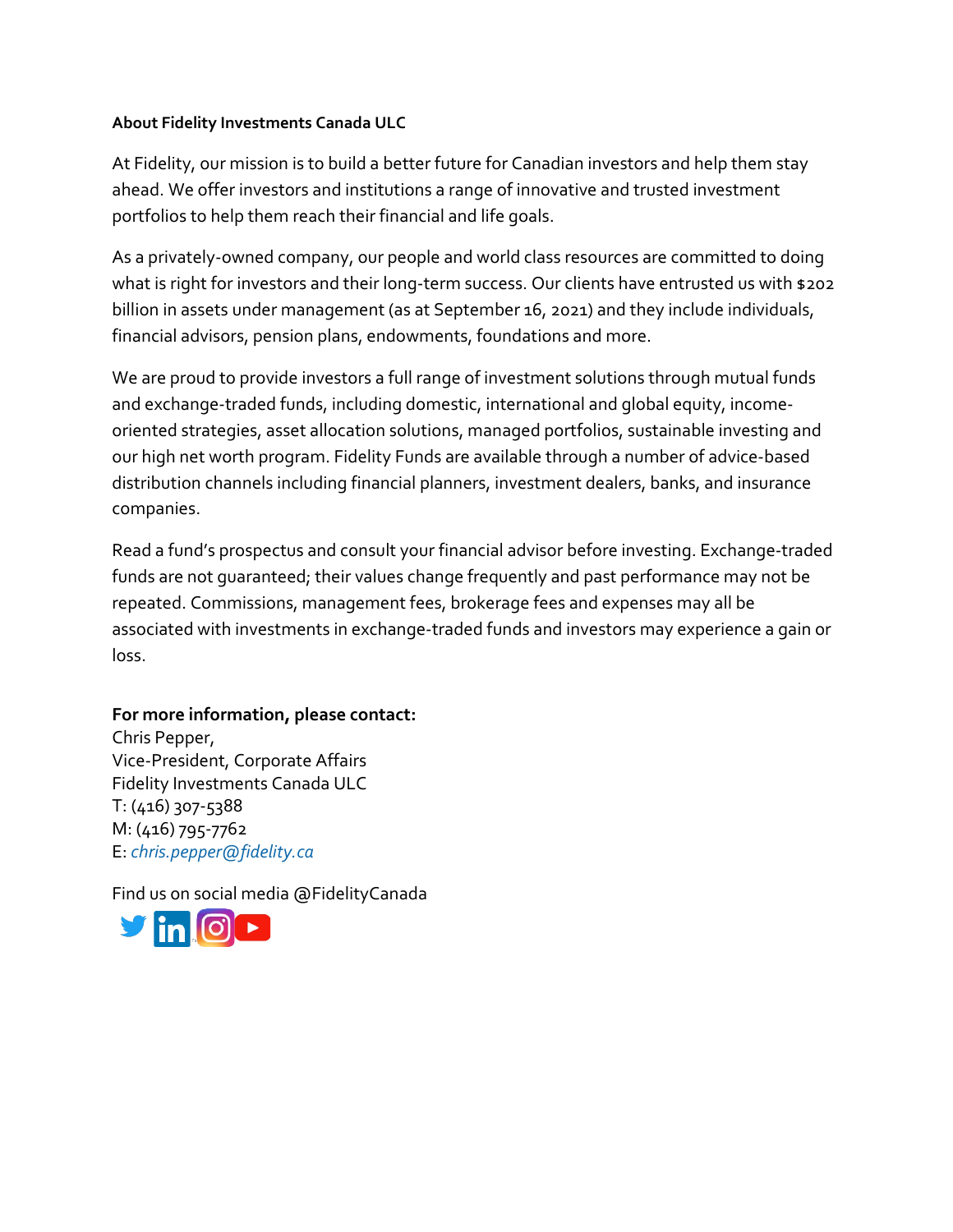**About Fidelity Investments Canada ULC**

At Fidelity, our mission is to build a better future for Canadian investors and help them stay ahead. We offer investors and institutions a range of innovative and trusted investment portfolios to help them reach their financial and life goals.

As a privately-owned company, our people and world class resources are committed to doing what is right for investors and their long-term success. Our clients have entrusted us with $202 billion in assets under management (as at September 16, 2021) and they include individuals, financial advisors, pension plans, endowments, foundations and more.

We are proud to provide investors a full range of investment solutions through mutual funds and exchange-traded funds, including domestic, international and global equity, income-oriented strategies, asset allocation solutions, managed portfolios, sustainable investing and our high net worth program. Fidelity Funds are available through a number of advice-based distribution channels including financial planners, investment dealers, banks, and insurance companies.

Read a fund's prospectus and consult your financial advisor before investing. Exchange-traded funds are not guaranteed; their values change frequently and past performance may not be repeated. Commissions, management fees, brokerage fees and expenses may all be associated with investments in exchange-traded funds and investors may experience a gain or loss.

**For more information, please contact:**
Chris Pepper,
Vice-President, Corporate Affairs
Fidelity Investments Canada ULC
T: (416) 307-5388
M: (416) 795-7762
E: *chris.pepper@fidelity.ca*

Find us on social media @FidelityCanada